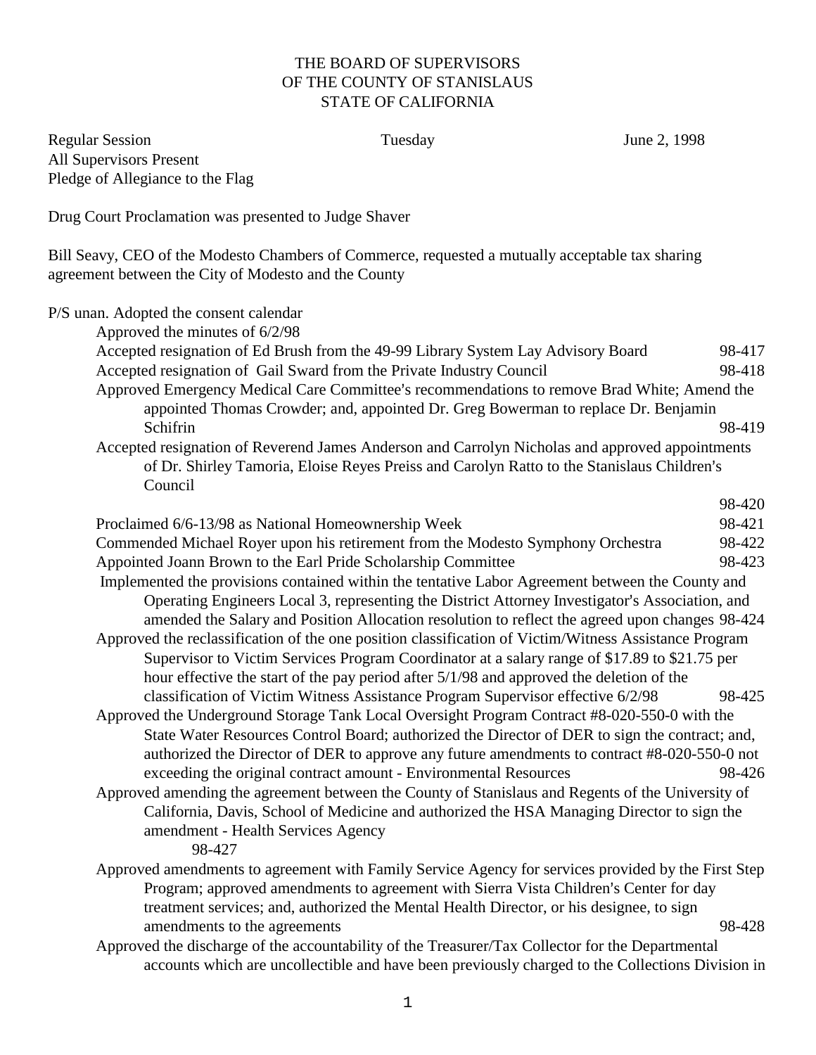THE BOARD OF SUPERVISORS
OF THE COUNTY OF STANISLAUS
STATE OF CALIFORNIA

Regular Session Tuesday June 2, 1998
All Supervisors Present
Pledge of Allegiance to the Flag

Drug Court Proclamation was presented to Judge Shaver

Bill Seavy, CEO of the Modesto Chambers of Commerce, requested a mutually acceptable tax sharing agreement between the City of Modesto and the County

P/S unan. Adopted the consent calendar

- Approved the minutes of 6/2/98
- Accepted resignation of Ed Brush from the 49-99 Library System Lay Advisory Board 98-417
- Accepted resignation of Gail Sward from the Private Industry Council 98-418
- Approved Emergency Medical Care Committee's recommendations to remove Brad White; Amend the appointed Thomas Crowder; and, appointed Dr. Greg Bowerman to replace Dr. Benjamin Schifrin 98-419
- Accepted resignation of Reverend James Anderson and Carrolyn Nicholas and approved appointments of Dr. Shirley Tamoria, Eloise Reyes Preiss and Carolyn Ratto to the Stanislaus Children's Council 98-420
- Proclaimed 6/6-13/98 as National Homeownership Week 98-421
- Commended Michael Royer upon his retirement from the Modesto Symphony Orchestra 98-422
- Appointed Joann Brown to the Earl Pride Scholarship Committee 98-423
- Implemented the provisions contained within the tentative Labor Agreement between the County and Operating Engineers Local 3, representing the District Attorney Investigator's Association, and amended the Salary and Position Allocation resolution to reflect the agreed upon changes 98-424
- Approved the reclassification of the one position classification of Victim/Witness Assistance Program Supervisor to Victim Services Program Coordinator at a salary range of $17.89 to $21.75 per hour effective the start of the pay period after 5/1/98 and approved the deletion of the classification of Victim Witness Assistance Program Supervisor effective 6/2/98 98-425
- Approved the Underground Storage Tank Local Oversight Program Contract #8-020-550-0 with the State Water Resources Control Board; authorized the Director of DER to sign the contract; and, authorized the Director of DER to approve any future amendments to contract #8-020-550-0 not exceeding the original contract amount - Environmental Resources 98-426
- Approved amending the agreement between the County of Stanislaus and Regents of the University of California, Davis, School of Medicine and authorized the HSA Managing Director to sign the amendment - Health Services Agency 98-427
- Approved amendments to agreement with Family Service Agency for services provided by the First Step Program; approved amendments to agreement with Sierra Vista Children's Center for day treatment services; and, authorized the Mental Health Director, or his designee, to sign amendments to the agreements 98-428
- Approved the discharge of the accountability of the Treasurer/Tax Collector for the Departmental accounts which are uncollectible and have been previously charged to the Collections Division in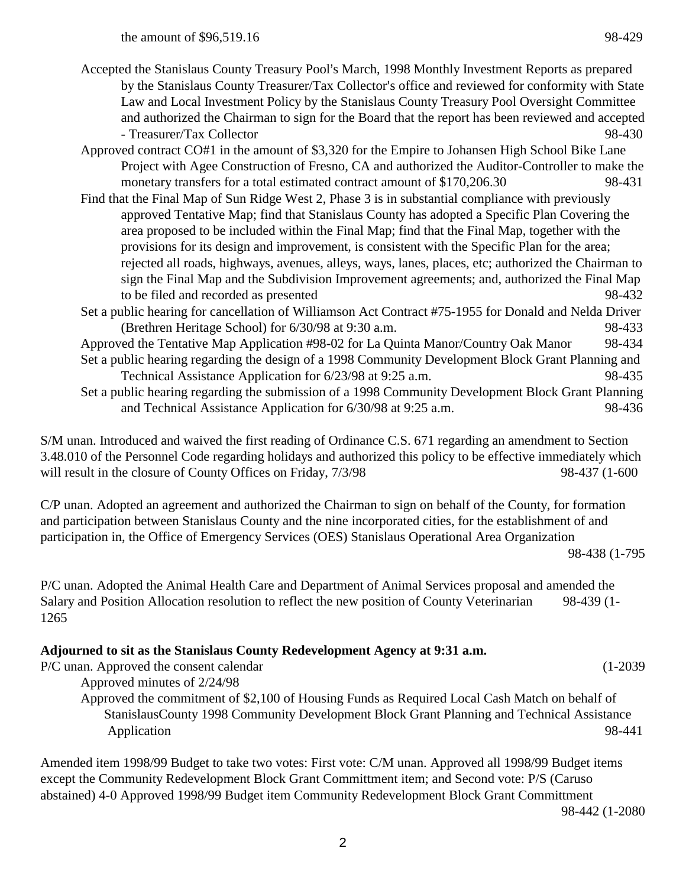the amount of $96,519.16 98-429

Accepted the Stanislaus County Treasury Pool's March, 1998 Monthly Investment Reports as prepared by the Stanislaus County Treasurer/Tax Collector's office and reviewed for conformity with State Law and Local Investment Policy by the Stanislaus County Treasury Pool Oversight Committee and authorized the Chairman to sign for the Board that the report has been reviewed and accepted - Treasurer/Tax Collector 98-430

Approved contract CO#1 in the amount of $3,320 for the Empire to Johansen High School Bike Lane Project with Agee Construction of Fresno, CA and authorized the Auditor-Controller to make the monetary transfers for a total estimated contract amount of $170,206.30 98-431

Find that the Final Map of Sun Ridge West 2, Phase 3 is in substantial compliance with previously approved Tentative Map; find that Stanislaus County has adopted a Specific Plan Covering the area proposed to be included within the Final Map; find that the Final Map, together with the provisions for its design and improvement, is consistent with the Specific Plan for the area; rejected all roads, highways, avenues, alleys, ways, lanes, places, etc; authorized the Chairman to sign the Final Map and the Subdivision Improvement agreements; and, authorized the Final Map to be filed and recorded as presented 98-432

Set a public hearing for cancellation of Williamson Act Contract #75-1955 for Donald and Nelda Driver (Brethren Heritage School) for 6/30/98 at 9:30 a.m. 98-433

Approved the Tentative Map Application #98-02 for La Quinta Manor/Country Oak Manor 98-434

Set a public hearing regarding the design of a 1998 Community Development Block Grant Planning and Technical Assistance Application for 6/23/98 at 9:25 a.m. 98-435

Set a public hearing regarding the submission of a 1998 Community Development Block Grant Planning and Technical Assistance Application for 6/30/98 at 9:25 a.m. 98-436

S/M unan. Introduced and waived the first reading of Ordinance C.S. 671 regarding an amendment to Section 3.48.010 of the Personnel Code regarding holidays and authorized this policy to be effective immediately which will result in the closure of County Offices on Friday, 7/3/98 98-437 (1-600

C/P unan. Adopted an agreement and authorized the Chairman to sign on behalf of the County, for formation and participation between Stanislaus County and the nine incorporated cities, for the establishment of and participation in, the Office of Emergency Services (OES) Stanislaus Operational Area Organization 98-438 (1-795

P/C unan. Adopted the Animal Health Care and Department of Animal Services proposal and amended the Salary and Position Allocation resolution to reflect the new position of County Veterinarian 98-439 (1-1265

**Adjourned to sit as the Stanislaus County Redevelopment Agency at 9:31 a.m.**

P/C unan. Approved the consent calendar (1-2039

Approved minutes of 2/24/98

Approved the commitment of $2,100 of Housing Funds as Required Local Cash Match on behalf of StanislausCounty 1998 Community Development Block Grant Planning and Technical Assistance Application 98-441

Amended item 1998/99 Budget to take two votes: First vote: C/M unan. Approved all 1998/99 Budget items except the Community Redevelopment Block Grant Committment item; and Second vote: P/S (Caruso abstained) 4-0 Approved 1998/99 Budget item Community Redevelopment Block Grant Committment 98-442 (1-2080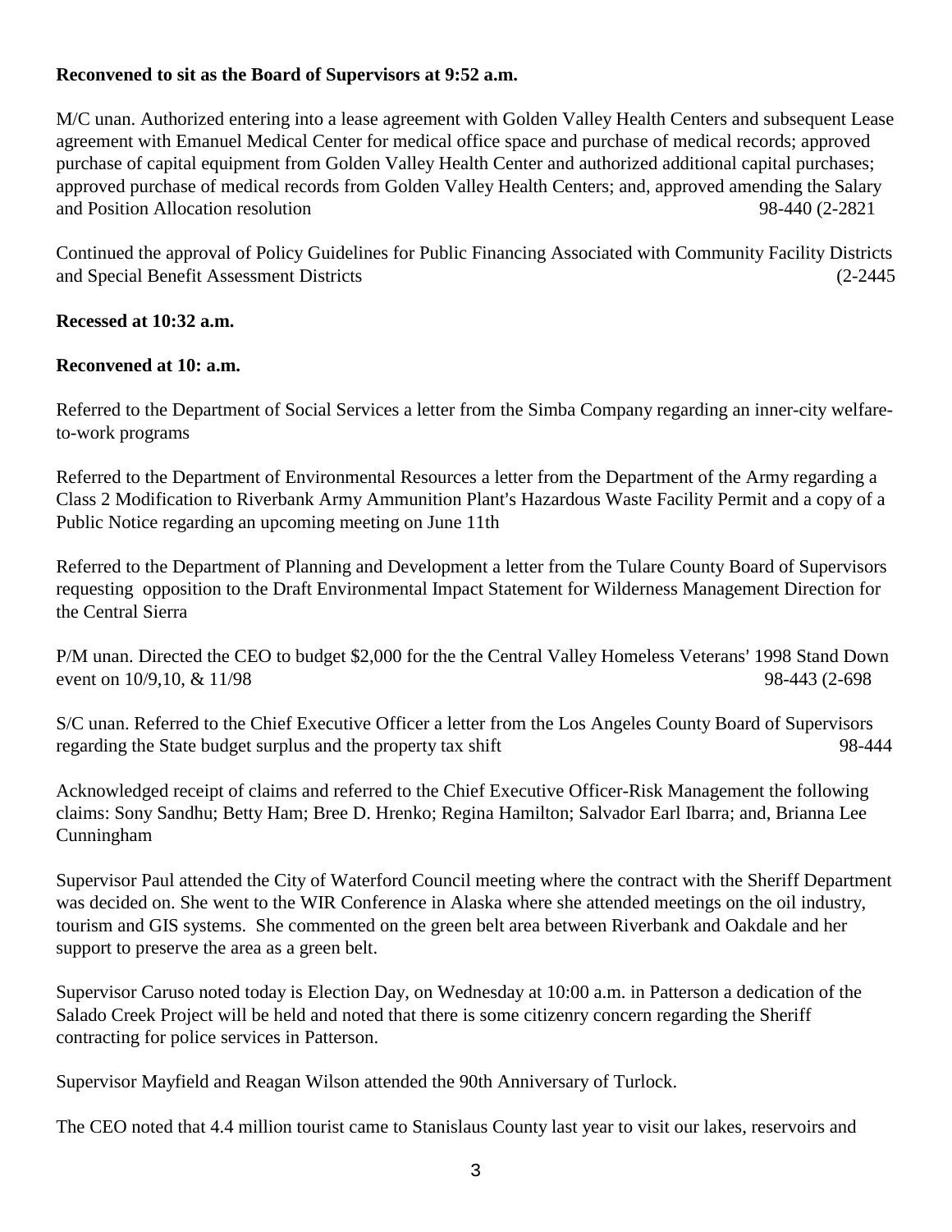**Reconvened to sit as the Board of Supervisors at 9:52 a.m.**

M/C unan. Authorized entering into a lease agreement with Golden Valley Health Centers and subsequent Lease agreement with Emanuel Medical Center for medical office space and purchase of medical records; approved purchase of capital equipment from Golden Valley Health Center and authorized additional capital purchases; approved purchase of medical records from Golden Valley Health Centers; and, approved amending the Salary and Position Allocation resolution 98-440 (2-2821

Continued the approval of Policy Guidelines for Public Financing Associated with Community Facility Districts and Special Benefit Assessment Districts (2-2445

**Recessed at 10:32 a.m.**

**Reconvened at 10: a.m.**

Referred to the Department of Social Services a letter from the Simba Company regarding an inner-city welfare-to-work programs

Referred to the Department of Environmental Resources a letter from the Department of the Army regarding a Class 2 Modification to Riverbank Army Ammunition Plant's Hazardous Waste Facility Permit and a copy of a Public Notice regarding an upcoming meeting on June 11th

Referred to the Department of Planning and Development a letter from the Tulare County Board of Supervisors requesting opposition to the Draft Environmental Impact Statement for Wilderness Management Direction for the Central Sierra

P/M unan. Directed the CEO to budget $2,000 for the the Central Valley Homeless Veterans' 1998 Stand Down event on 10/9,10, & 11/98 98-443 (2-698

S/C unan. Referred to the Chief Executive Officer a letter from the Los Angeles County Board of Supervisors regarding the State budget surplus and the property tax shift 98-444

Acknowledged receipt of claims and referred to the Chief Executive Officer-Risk Management the following claims: Sony Sandhu; Betty Ham; Bree D. Hrenko; Regina Hamilton; Salvador Earl Ibarra; and, Brianna Lee Cunningham

Supervisor Paul attended the City of Waterford Council meeting where the contract with the Sheriff Department was decided on. She went to the WIR Conference in Alaska where she attended meetings on the oil industry, tourism and GIS systems. She commented on the green belt area between Riverbank and Oakdale and her support to preserve the area as a green belt.

Supervisor Caruso noted today is Election Day, on Wednesday at 10:00 a.m. in Patterson a dedication of the Salado Creek Project will be held and noted that there is some citizenry concern regarding the Sheriff contracting for police services in Patterson.

Supervisor Mayfield and Reagan Wilson attended the 90th Anniversary of Turlock.

The CEO noted that 4.4 million tourist came to Stanislaus County last year to visit our lakes, reservoirs and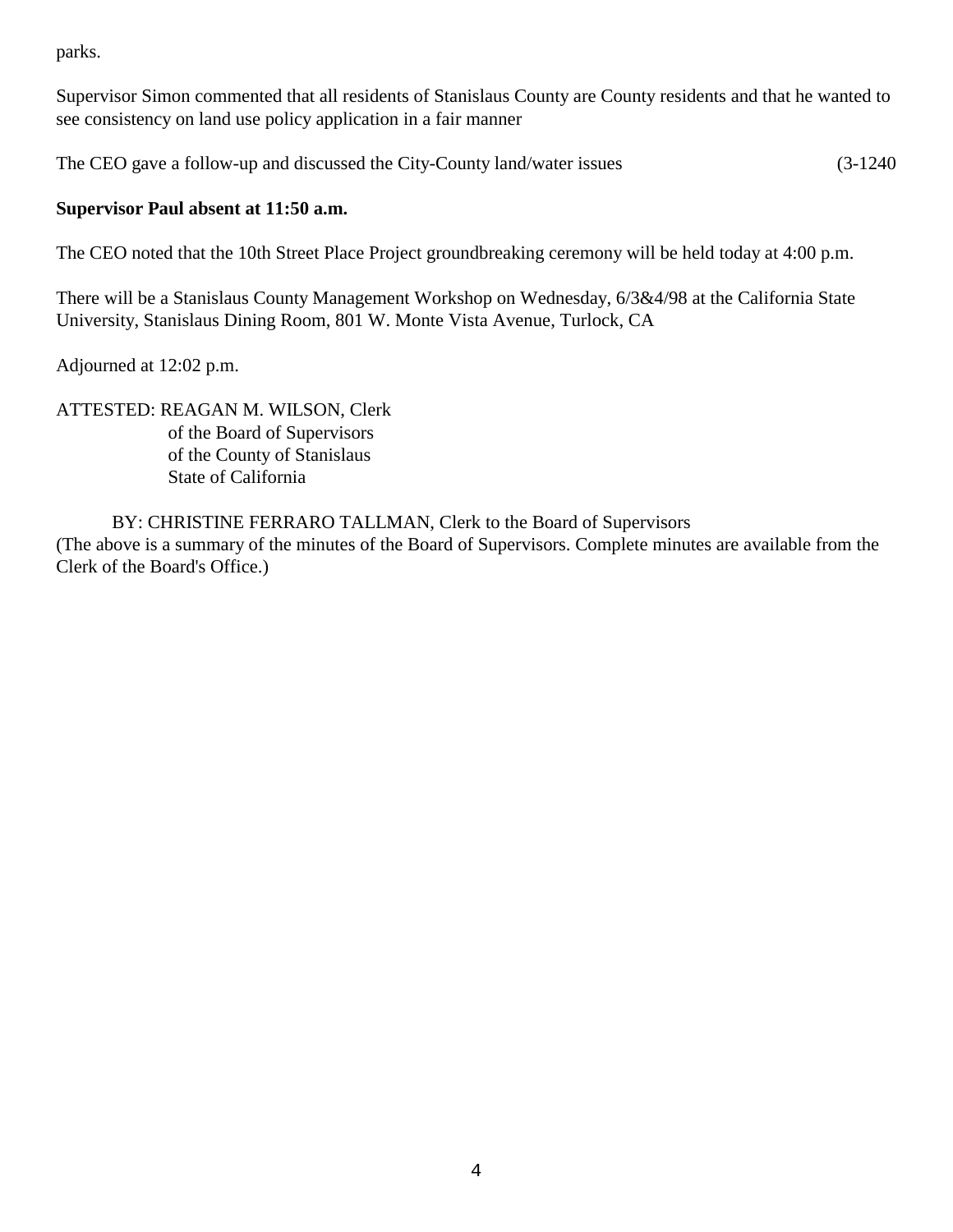parks.

Supervisor Simon commented that all residents of Stanislaus County are County residents and that he wanted to see consistency on land use policy application in a fair manner

The CEO gave a follow-up and discussed the City-County land/water issues (3-1240

**Supervisor Paul absent at 11:50 a.m.**

The CEO noted that the 10th Street Place Project groundbreaking ceremony will be held today at 4:00 p.m.

There will be a Stanislaus County Management Workshop on Wednesday, 6/3&4/98 at the California State University, Stanislaus Dining Room, 801 W. Monte Vista Avenue, Turlock, CA

Adjourned at 12:02 p.m.

ATTESTED: REAGAN M. WILSON, Clerk
of the Board of Supervisors
of the County of Stanislaus
State of California

BY: CHRISTINE FERRARO TALLMAN, Clerk to the Board of Supervisors
(The above is a summary of the minutes of the Board of Supervisors. Complete minutes are available from the Clerk of the Board's Office.)